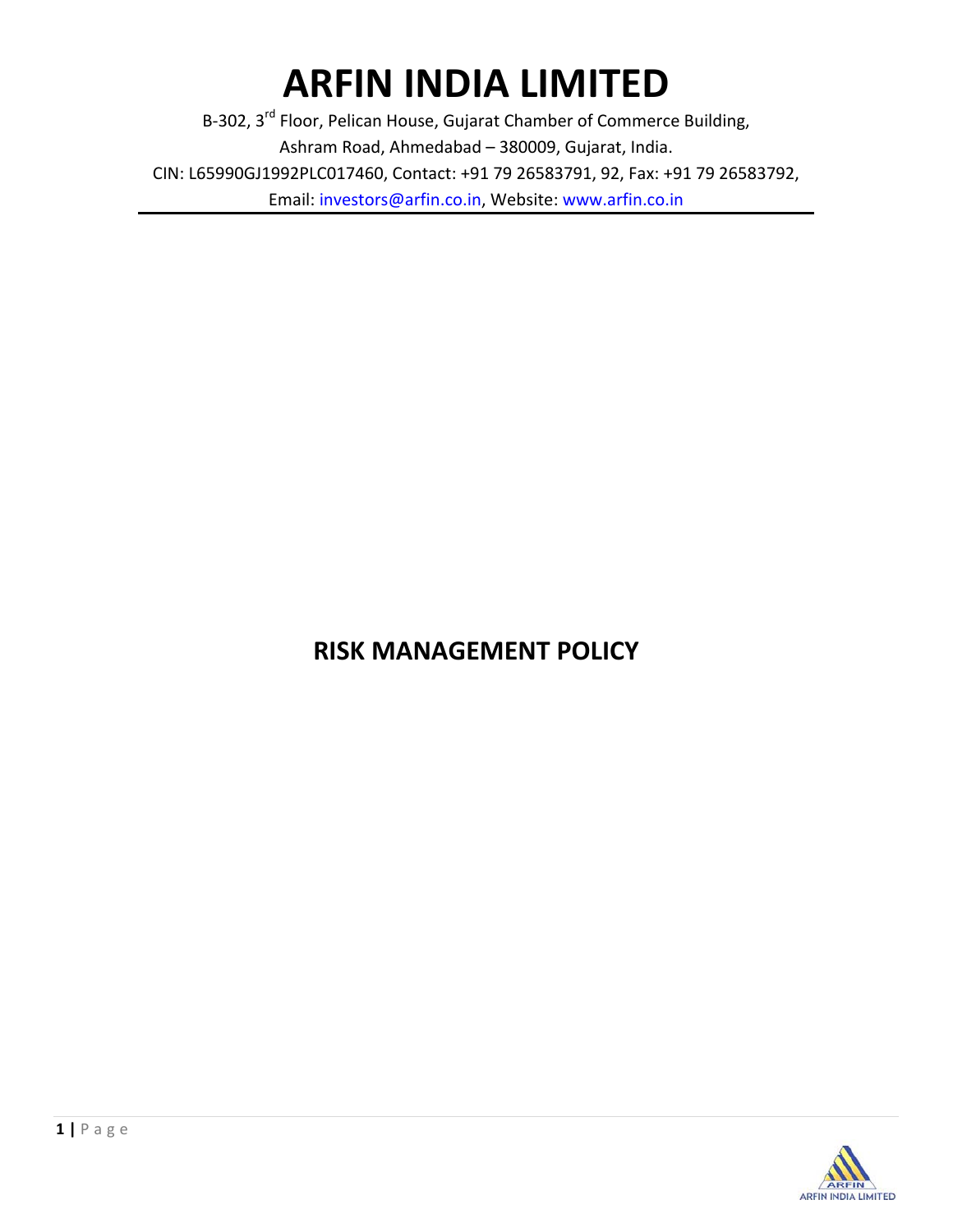# ARFIN INDIA LIMITED

B-302, 3rd Floor, Pelican House, Gujarat Chamber of Commerce Building,
Ashram Road, Ahmedabad – 380009, Gujarat, India.
CIN: L65990GJ1992PLC017460, Contact: +91 79 26583791, 92, Fax: +91 79 26583792,
Email: investors@arfin.co.in, Website: www.arfin.co.in

## RISK MANAGEMENT POLICY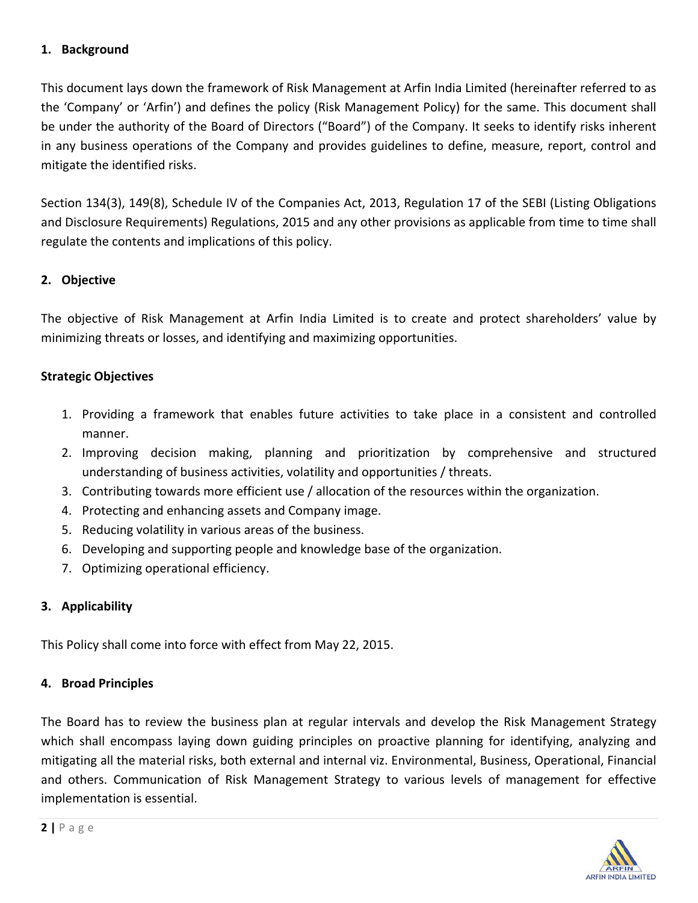## 1. Background

This document lays down the framework of Risk Management at Arfin India Limited (hereinafter referred to as the 'Company' or 'Arfin') and defines the policy (Risk Management Policy) for the same. This document shall be under the authority of the Board of Directors ("Board") of the Company. It seeks to identify risks inherent in any business operations of the Company and provides guidelines to define, measure, report, control and mitigate the identified risks.

Section 134(3), 149(8), Schedule IV of the Companies Act, 2013, Regulation 17 of the SEBI (Listing Obligations and Disclosure Requirements) Regulations, 2015 and any other provisions as applicable from time to time shall regulate the contents and implications of this policy.

## 2. Objective

The objective of Risk Management at Arfin India Limited is to create and protect shareholders' value by minimizing threats or losses, and identifying and maximizing opportunities.

### Strategic Objectives

1. Providing a framework that enables future activities to take place in a consistent and controlled manner.
2. Improving decision making, planning and prioritization by comprehensive and structured understanding of business activities, volatility and opportunities / threats.
3. Contributing towards more efficient use / allocation of the resources within the organization.
4. Protecting and enhancing assets and Company image.
5. Reducing volatility in various areas of the business.
6. Developing and supporting people and knowledge base of the organization.
7. Optimizing operational efficiency.

## 3. Applicability

This Policy shall come into force with effect from May 22, 2015.

## 4. Broad Principles

The Board has to review the business plan at regular intervals and develop the Risk Management Strategy which shall encompass laying down guiding principles on proactive planning for identifying, analyzing and mitigating all the material risks, both external and internal viz. Environmental, Business, Operational, Financial and others. Communication of Risk Management Strategy to various levels of management for effective implementation is essential.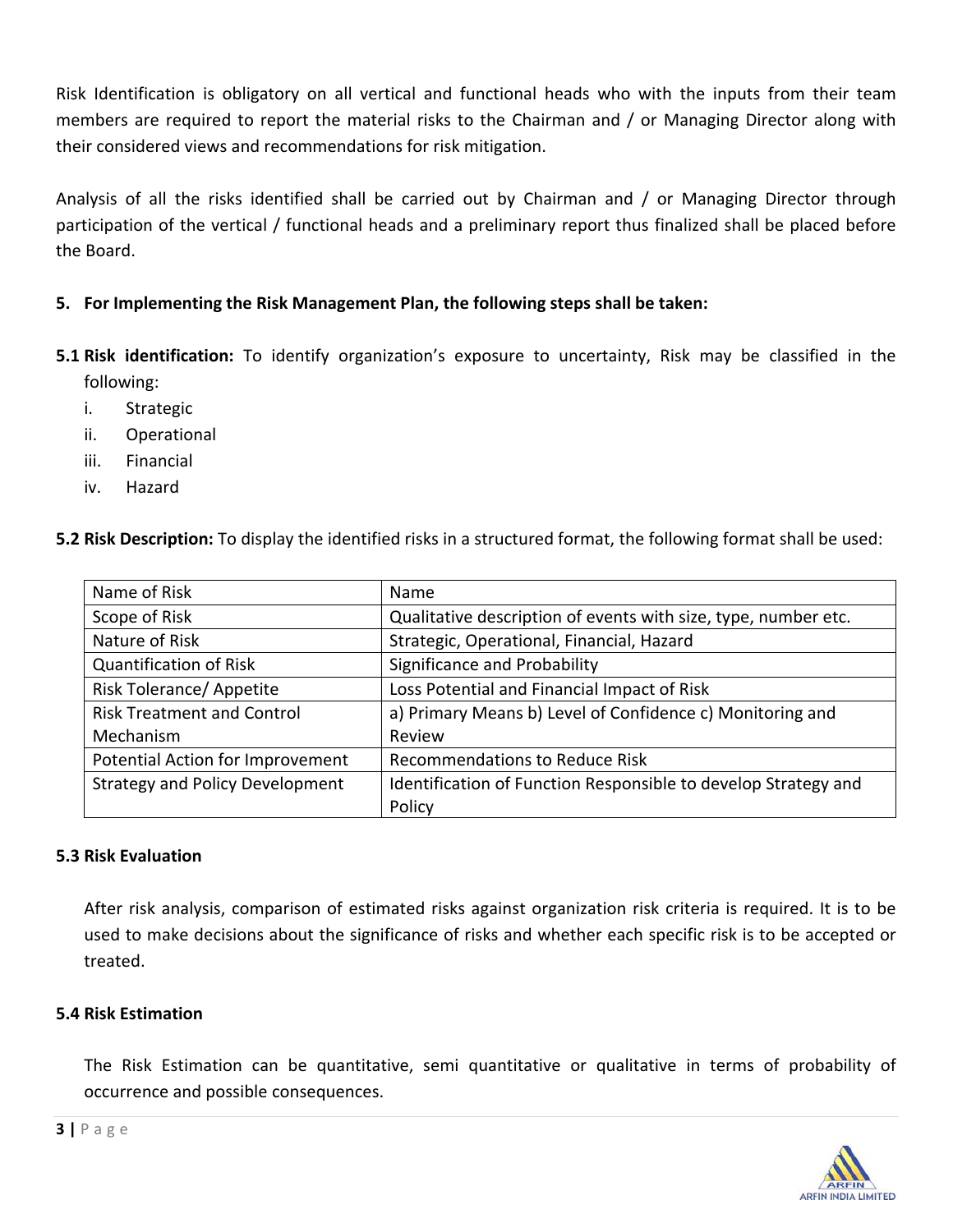Risk Identification is obligatory on all vertical and functional heads who with the inputs from their team members are required to report the material risks to the Chairman and / or Managing Director along with their considered views and recommendations for risk mitigation.

Analysis of all the risks identified shall be carried out by Chairman and / or Managing Director through participation of the vertical / functional heads and a preliminary report thus finalized shall be placed before the Board.

## 5. For Implementing the Risk Management Plan, the following steps shall be taken:

**5.1 Risk identification:** To identify organization's exposure to uncertainty, Risk may be classified in the following:

i. Strategic
ii. Operational
iii. Financial
iv. Hazard

**5.2 Risk Description:** To display the identified risks in a structured format, the following format shall be used:

| Name of Risk | Name |
|---|---|
| Scope of Risk | Qualitative description of events with size, type, number etc. |
| Nature of Risk | Strategic, Operational, Financial, Hazard |
| Quantification of Risk | Significance and Probability |
| Risk Tolerance/ Appetite | Loss Potential and Financial Impact of Risk |
| Risk Treatment and Control Mechanism | a) Primary Means b) Level of Confidence c) Monitoring and Review |
| Potential Action for Improvement | Recommendations to Reduce Risk |
| Strategy and Policy Development | Identification of Function Responsible to develop Strategy and Policy |

### 5.3 Risk Evaluation

After risk analysis, comparison of estimated risks against organization risk criteria is required. It is to be used to make decisions about the significance of risks and whether each specific risk is to be accepted or treated.

### 5.4 Risk Estimation

The Risk Estimation can be quantitative, semi quantitative or qualitative in terms of probability of occurrence and possible consequences.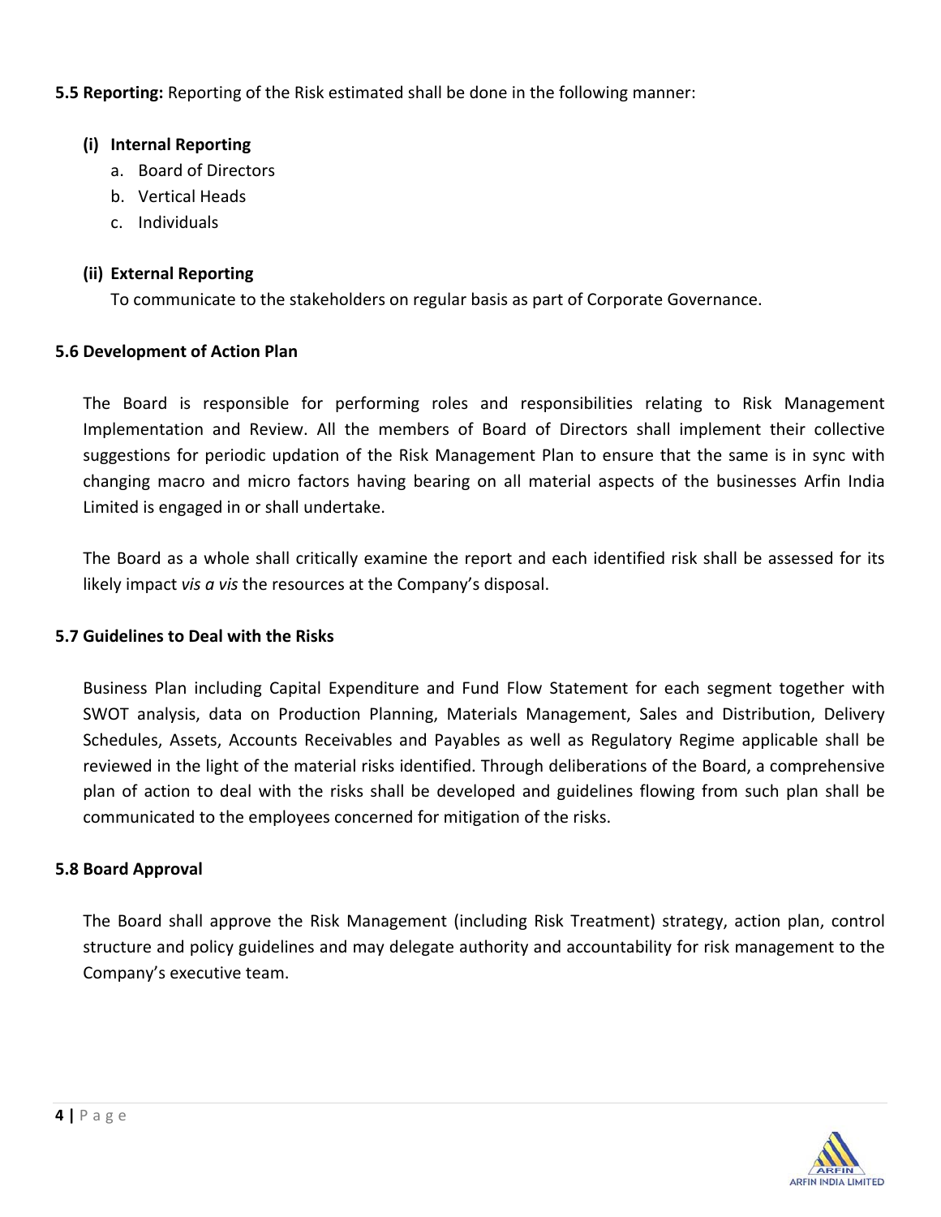**5.5 Reporting:** Reporting of the Risk estimated shall be done in the following manner:

**(i) Internal Reporting**

a. Board of Directors
b. Vertical Heads
c. Individuals

**(ii) External Reporting**

To communicate to the stakeholders on regular basis as part of Corporate Governance.

**5.6 Development of Action Plan**

The Board is responsible for performing roles and responsibilities relating to Risk Management Implementation and Review. All the members of Board of Directors shall implement their collective suggestions for periodic updation of the Risk Management Plan to ensure that the same is in sync with changing macro and micro factors having bearing on all material aspects of the businesses Arfin India Limited is engaged in or shall undertake.

The Board as a whole shall critically examine the report and each identified risk shall be assessed for its likely impact *vis a vis* the resources at the Company's disposal.

**5.7 Guidelines to Deal with the Risks**

Business Plan including Capital Expenditure and Fund Flow Statement for each segment together with SWOT analysis, data on Production Planning, Materials Management, Sales and Distribution, Delivery Schedules, Assets, Accounts Receivables and Payables as well as Regulatory Regime applicable shall be reviewed in the light of the material risks identified. Through deliberations of the Board, a comprehensive plan of action to deal with the risks shall be developed and guidelines flowing from such plan shall be communicated to the employees concerned for mitigation of the risks.

**5.8 Board Approval**

The Board shall approve the Risk Management (including Risk Treatment) strategy, action plan, control structure and policy guidelines and may delegate authority and accountability for risk management to the Company's executive team.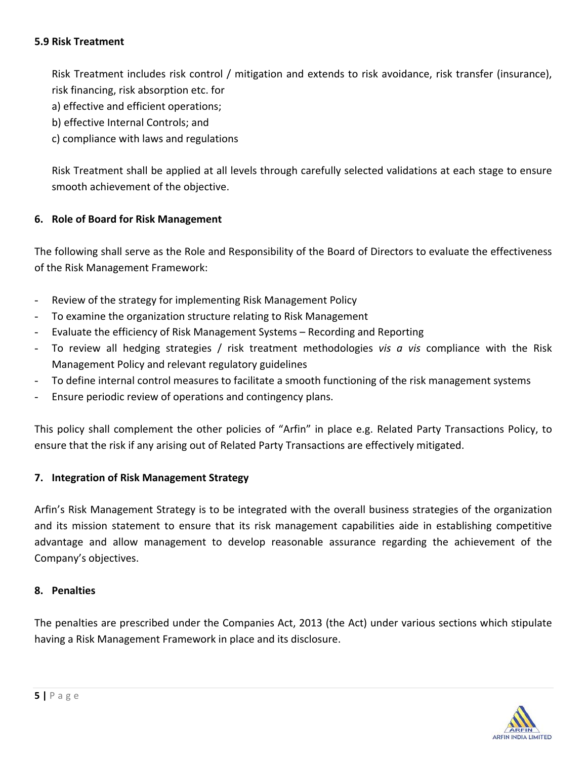**5.9 Risk Treatment**

Risk Treatment includes risk control / mitigation and extends to risk avoidance, risk transfer (insurance), risk financing, risk absorption etc. for
a) effective and efficient operations;
b) effective Internal Controls; and
c) compliance with laws and regulations

Risk Treatment shall be applied at all levels through carefully selected validations at each stage to ensure smooth achievement of the objective.

**6. Role of Board for Risk Management**

The following shall serve as the Role and Responsibility of the Board of Directors to evaluate the effectiveness of the Risk Management Framework:

- Review of the strategy for implementing Risk Management Policy
- To examine the organization structure relating to Risk Management
- Evaluate the efficiency of Risk Management Systems – Recording and Reporting
- To review all hedging strategies / risk treatment methodologies *vis a vis* compliance with the Risk Management Policy and relevant regulatory guidelines
- To define internal control measures to facilitate a smooth functioning of the risk management systems
- Ensure periodic review of operations and contingency plans.

This policy shall complement the other policies of "Arfin" in place e.g. Related Party Transactions Policy, to ensure that the risk if any arising out of Related Party Transactions are effectively mitigated.

**7. Integration of Risk Management Strategy**

Arfin's Risk Management Strategy is to be integrated with the overall business strategies of the organization and its mission statement to ensure that its risk management capabilities aide in establishing competitive advantage and allow management to develop reasonable assurance regarding the achievement of the Company's objectives.

**8. Penalties**

The penalties are prescribed under the Companies Act, 2013 (the Act) under various sections which stipulate having a Risk Management Framework in place and its disclosure.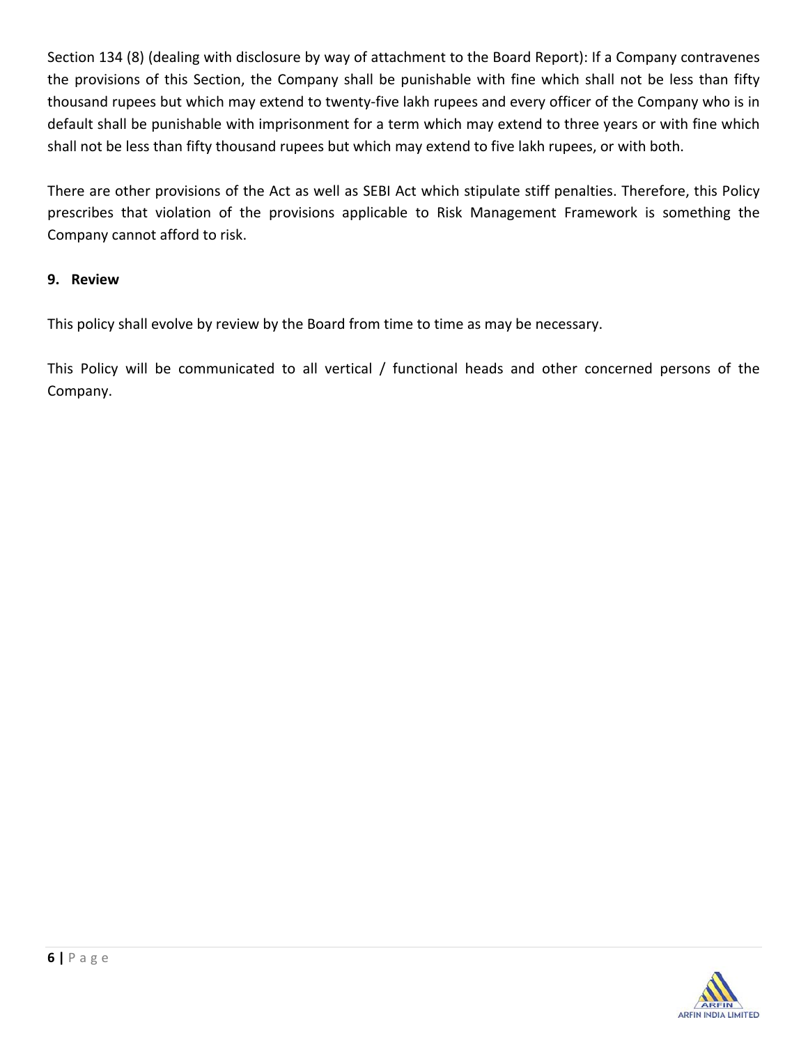Section 134 (8) (dealing with disclosure by way of attachment to the Board Report): If a Company contravenes the provisions of this Section, the Company shall be punishable with fine which shall not be less than fifty thousand rupees but which may extend to twenty-five lakh rupees and every officer of the Company who is in default shall be punishable with imprisonment for a term which may extend to three years or with fine which shall not be less than fifty thousand rupees but which may extend to five lakh rupees, or with both.

There are other provisions of the Act as well as SEBI Act which stipulate stiff penalties. Therefore, this Policy prescribes that violation of the provisions applicable to Risk Management Framework is something the Company cannot afford to risk.

**9. Review**

This policy shall evolve by review by the Board from time to time as may be necessary.

This Policy will be communicated to all vertical / functional heads and other concerned persons of the Company.